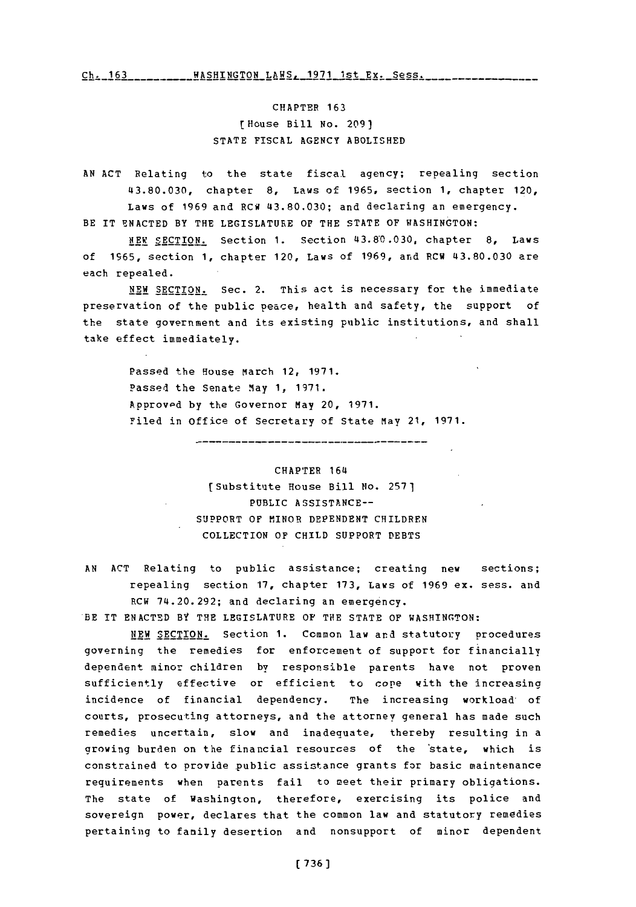## CHAPTER 163

[House Bill No. 209]

### STATE FISCAL AGENCY ABOLISHED

AN ACT Relating to the state fiscal agency; repealing section 43.80.030, chapter 8, Laws of 1965, section 1, chapter 120, Laws of 1969 and RCW 43.80.030; and declaring an emergency.

BE IT ENACTED BY THE LEGISLATURE OF THE STATE OF WASHINGTON:

NEW SECTION. Section 1. Section 43.80.030, chapter 8, Laws of 1965, section 1, chapter 120, Laws of 1969, and RCW 43.80.030 are each repealed.

NEW SECTION. Sec. 2. This act is necessary for the immediate preservation of the public peace, health and safety, the support of the state government and its existing public institutions, and shall take effect immediately.

Passed the House March 12, 1971.
Passed the Senate May 1, 1971.
Approved by the Governor May 20, 1971.
Filed in Office of Secretary of State May 21, 1971.

---

## CHAPTER 164

[Substitute House Bill No. 257]

### PUBLIC ASSISTANCE--
### SUPPORT OF MINOR DEPENDENT CHILDREN
### COLLECTION OF CHILD SUPPORT DEBTS

AN ACT Relating to public assistance; creating new sections; repealing section 17, chapter 173, Laws of 1969 ex. sess. and RCW 74.20.292; and declaring an emergency.

BE IT ENACTED BY THE LEGISLATURE OF THE STATE OF WASHINGTON:

NEW SECTION. Section 1. Common law and statutory procedures governing the remedies for enforcement of support for financially dependent minor children by responsible parents have not proven sufficiently effective or efficient to cope with the increasing incidence of financial dependency. The increasing workload of courts, prosecuting attorneys, and the attorney general has made such remedies uncertain, slow and inadequate, thereby resulting in a growing burden on the financial resources of the state, which is constrained to provide public assistance grants for basic maintenance requirements when parents fail to meet their primary obligations. The state of Washington, therefore, exercising its police and sovereign power, declares that the common law and statutory remedies pertaining to family desertion and nonsupport of minor dependent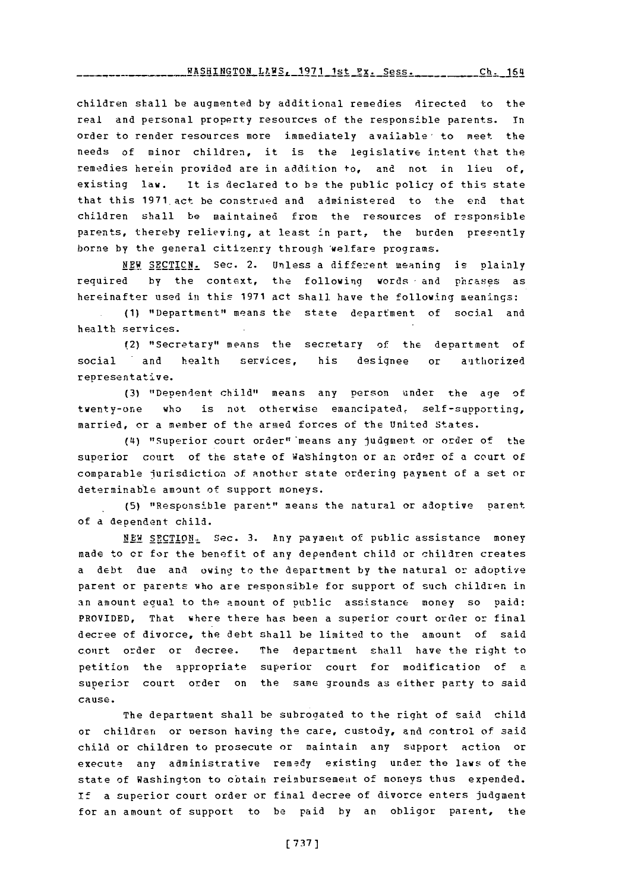children shall be augmented by additional remedies directed to the real and personal property resources of the responsible parents. In order to render resources more immediately available to meet the needs of minor children, it is the legislative intent that the remedies herein provided are in addition to, and not in lieu of, existing law. It is declared to be the public policy of this state that this 1971 act be construed and administered to the end that children shall be maintained from the resources of responsible parents, thereby relieving, at least in part, the burden presently borne by the general citizenry through welfare programs.

NEW SECTION. Sec. 2. Unless a different meaning is plainly required by the context, the following words and phrases as hereinafter used in this 1971 act shall have the following meanings:

(1) "Department" means the state department of social and health services.

(2) "Secretary" means the secretary of the department of social and health services, his designee or authorized representative.

(3) "Dependent child" means any person under the age of twenty-one who is not otherwise emancipated, self-supporting, married, or a member of the armed forces of the United States.

(4) "Superior court order" means any judgment or order of the superior court of the state of Washington or an order of a court of comparable jurisdiction of another state ordering payment of a set or determinable amount of support moneys.

(5) "Responsible parent" means the natural or adoptive parent of a dependent child.

NEW SECTION. Sec. 3. Any payment of public assistance money made to or for the benefit of any dependent child or children creates a debt due and owing to the department by the natural or adoptive parent or parents who are responsible for support of such children in an amount equal to the amount of public assistance money so paid: PROVIDED, That where there has been a superior court order or final decree of divorce, the debt shall be limited to the amount of said court order or decree. The department shall have the right to petition the appropriate superior court for modification of a superior court order on the same grounds as either party to said cause.

The department shall be subrogated to the right of said child or children or person having the care, custody, and control of said child or children to prosecute or maintain any support action or execute any administrative remedy existing under the laws of the state of Washington to obtain reimbursement of moneys thus expended. If a superior court order or final decree of divorce enters judgment for an amount of support to be paid by an obligor parent, the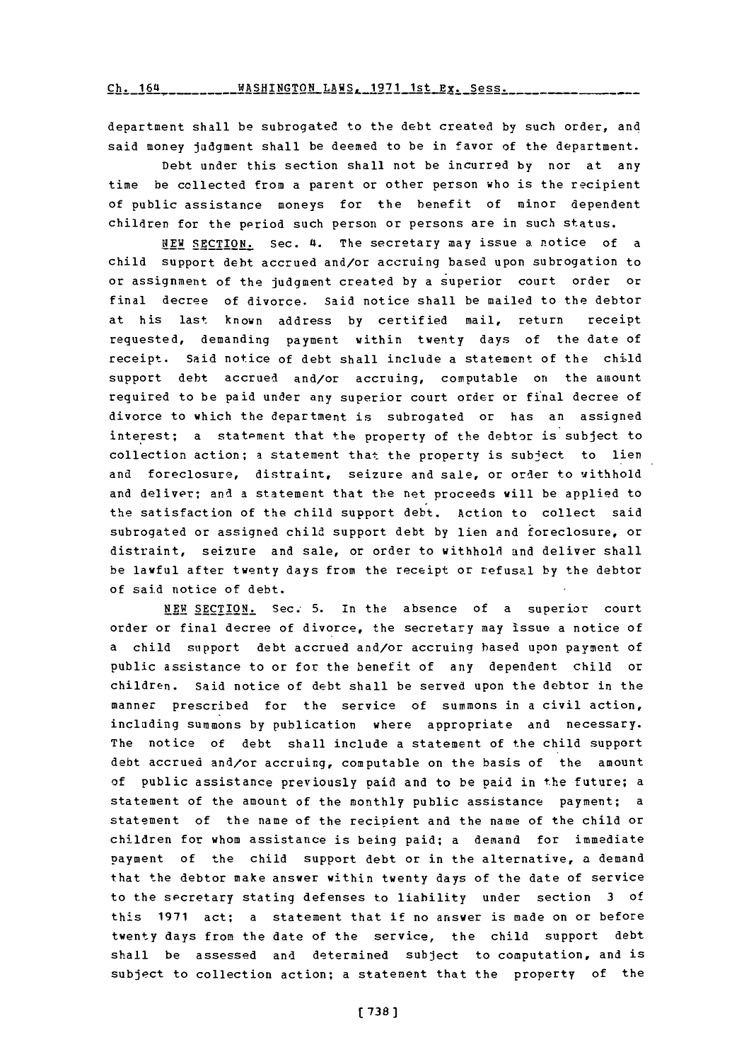department shall be subrogated to the debt created by such order, and said money judgment shall be deemed to be in favor of the department.

Debt under this section shall not be incurred by nor at any time be collected from a parent or other person who is the recipient of public assistance moneys for the benefit of minor dependent children for the period such person or persons are in such status.

NEW SECTION. Sec. 4. The secretary may issue a notice of a child support debt accrued and/or accruing based upon subrogation to or assignment of the judgment created by a superior court order or final decree of divorce. Said notice shall be mailed to the debtor at his last known address by certified mail, return receipt requested, demanding payment within twenty days of the date of receipt. Said notice of debt shall include a statement of the child support debt accrued and/or accruing, computable on the amount required to be paid under any superior court order or final decree of divorce to which the department is subrogated or has an assigned interest; a statement that the property of the debtor is subject to collection action; a statement that the property is subject to lien and foreclosure, distraint, seizure and sale, or order to withhold and deliver; and a statement that the net proceeds will be applied to the satisfaction of the child support debt. Action to collect said subrogated or assigned child support debt by lien and foreclosure, or distraint, seizure and sale, or order to withhold and deliver shall be lawful after twenty days from the receipt or refusal by the debtor of said notice of debt.

NEW SECTION. Sec. 5. In the absence of a superior court order or final decree of divorce, the secretary may issue a notice of a child support debt accrued and/or accruing based upon payment of public assistance to or for the benefit of any dependent child or children. Said notice of debt shall be served upon the debtor in the manner prescribed for the service of summons in a civil action, including summons by publication where appropriate and necessary. The notice of debt shall include a statement of the child support debt accrued and/or accruing, computable on the basis of the amount of public assistance previously paid and to be paid in the future; a statement of the amount of the monthly public assistance payment; a statement of the name of the recipient and the name of the child or children for whom assistance is being paid; a demand for immediate payment of the child support debt or in the alternative, a demand that the debtor make answer within twenty days of the date of service to the secretary stating defenses to liability under section 3 of this 1971 act; a statement that if no answer is made on or before twenty days from the date of the service, the child support debt shall be assessed and determined subject to computation, and is subject to collection action; a statement that the property of the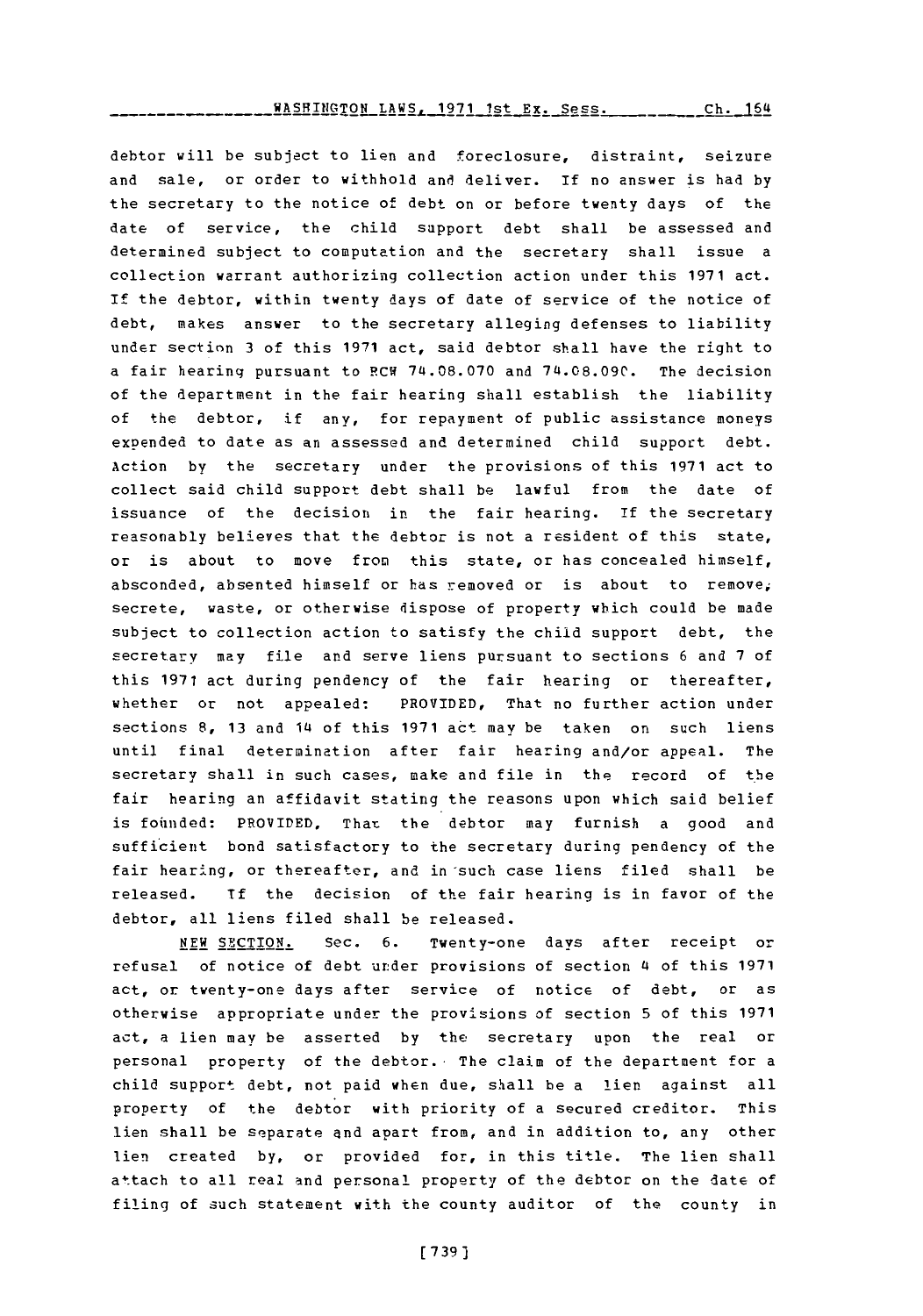debtor will be subject to lien and foreclosure, distraint, seizure and sale, or order to withhold and deliver. If no answer is had by the secretary to the notice of debt on or before twenty days of the date of service, the child support debt shall be assessed and determined subject to computation and the secretary shall issue a collection warrant authorizing collection action under this 1971 act. If the debtor, within twenty days of date of service of the notice of debt, makes answer to the secretary alleging defenses to liability under section 3 of this 1971 act, said debtor shall have the right to a fair hearing pursuant to RCW 74.08.070 and 74.08.090. The decision of the department in the fair hearing shall establish the liability of the debtor, if any, for repayment of public assistance moneys expended to date as an assessed and determined child support debt. Action by the secretary under the provisions of this 1971 act to collect said child support debt shall be lawful from the date of issuance of the decision in the fair hearing. If the secretary reasonably believes that the debtor is not a resident of this state, or is about to move from this state, or has concealed himself, absconded, absented himself or has removed or is about to remove, secrete, waste, or otherwise dispose of property which could be made subject to collection action to satisfy the child support debt, the secretary may file and serve liens pursuant to sections 6 and 7 of this 1971 act during pendency of the fair hearing or thereafter, whether or not appealed: PROVIDED, That no further action under sections 8, 13 and 14 of this 1971 act may be taken on such liens until final determination after fair hearing and/or appeal. The secretary shall in such cases, make and file in the record of the fair hearing an affidavit stating the reasons upon which said belief is founded: PROVIDED, That the debtor may furnish a good and sufficient bond satisfactory to the secretary during pendency of the fair hearing, or thereafter, and in such case liens filed shall be released. If the decision of the fair hearing is in favor of the debtor, all liens filed shall be released.

NEW SECTION. Sec. 6. Twenty-one days after receipt or refusal of notice of debt under provisions of section 4 of this 1971 act, or twenty-one days after service of notice of debt, or as otherwise appropriate under the provisions of section 5 of this 1971 act, a lien may be asserted by the secretary upon the real or personal property of the debtor. The claim of the department for a child support debt, not paid when due, shall be a lien against all property of the debtor with priority of a secured creditor. This lien shall be separate and apart from, and in addition to, any other lien created by, or provided for, in this title. The lien shall attach to all real and personal property of the debtor on the date of filing of such statement with the county auditor of the county in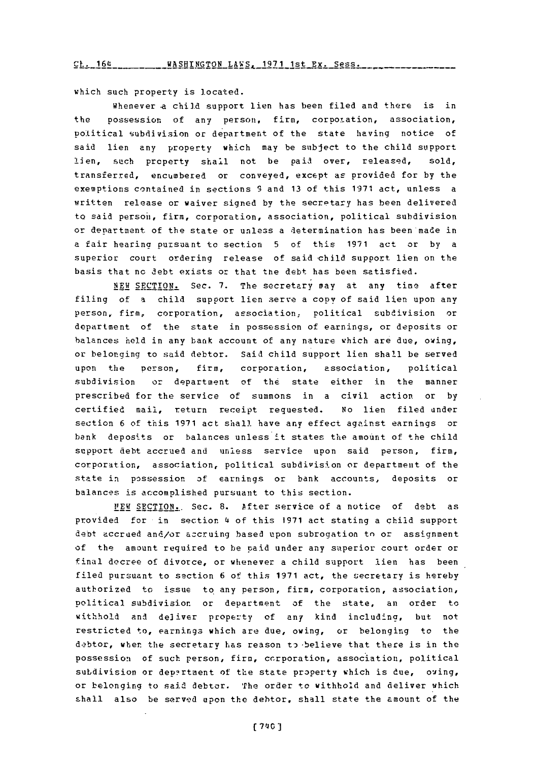which such property is located.

Whenever a child support lien has been filed and there is in the possession of any person, firm, corporation, association, political subdivision or department of the state having notice of said lien any property which may be subject to the child support lien, such property shall not be paid over, released, sold, transferred, encumbered or conveyed, except as provided for by the exemptions contained in sections 9 and 13 of this 1971 act, unless a written release or waiver signed by the secretary has been delivered to said person, firm, corporation, association, political subdivision or department of the state or unless a determination has been made in a fair hearing pursuant to section 5 of this 1971 act or by a superior court ordering release of said child support lien on the basis that no debt exists or that the debt has been satisfied.

NEW SECTION. Sec. 7. The secretary may at any time after filing of a child support lien serve a copy of said lien upon any person, firm, corporation, association, political subdivision or department of the state in possession of earnings, or deposits or balances held in any bank account of any nature which are due, owing, or belonging to said debtor. Said child support lien shall be served upon the person, firm, corporation, association, political subdivision or department of the state either in the manner prescribed for the service of summons in a civil action or by certified mail, return receipt requested. No lien filed under section 6 of this 1971 act shall have any effect against earnings or bank deposits or balances unless it states the amount of the child support debt accrued and unless service upon said person, firm, corporation, association, political subdivision or department of the state in possession of earnings or bank accounts, deposits or balances is accomplished pursuant to this section.

NEW SECTION. Sec. 8. After service of a notice of debt as provided for in section 4 of this 1971 act stating a child support debt accrued and/or accruing based upon subrogation to or assignment of the amount required to be paid under any superior court order or final decree of divorce, or whenever a child support lien has been filed pursuant to section 6 of this 1971 act, the secretary is hereby authorized to issue to any person, firm, corporation, association, political subdivision or department of the state, an order to withhold and deliver property of any kind including, but not restricted to, earnings which are due, owing, or belonging to the debtor, when the secretary has reason to believe that there is in the possession of such person, firm, corporation, association, political subdivision or department of the state property which is due, owing, or belonging to said debtor. The order to withhold and deliver which shall also be served upon the debtor, shall state the amount of the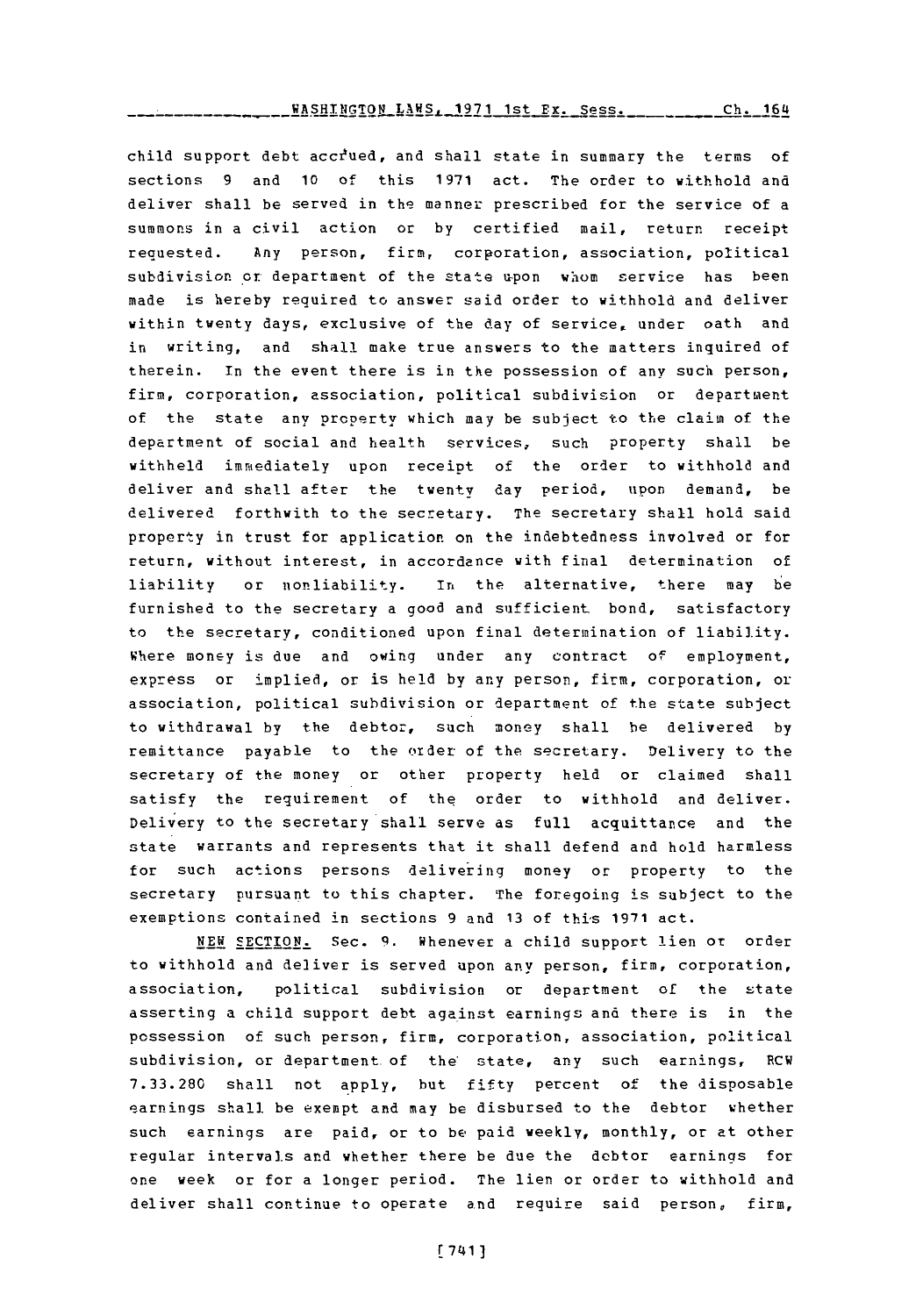child support debt accrued, and shall state in summary the terms of sections 9 and 10 of this 1971 act. The order to withhold and deliver shall be served in the manner prescribed for the service of a summons in a civil action or by certified mail, return receipt requested. Any person, firm, corporation, association, political subdivision or department of the state upon whom service has been made is hereby required to answer said order to withhold and deliver within twenty days, exclusive of the day of service, under oath and in writing, and shall make true answers to the matters inquired of therein. In the event there is in the possession of any such person, firm, corporation, association, political subdivision or department of the state any property which may be subject to the claim of the department of social and health services, such property shall be withheld immediately upon receipt of the order to withhold and deliver and shall after the twenty day period, upon demand, be delivered forthwith to the secretary. The secretary shall hold said property in trust for application on the indebtedness involved or for return, without interest, in accordance with final determination of liability or nonliability. In the alternative, there may be furnished to the secretary a good and sufficient bond, satisfactory to the secretary, conditioned upon final determination of liability. Where money is due and owing under any contract of employment, express or implied, or is held by any person, firm, corporation, or association, political subdivision or department of the state subject to withdrawal by the debtor, such money shall be delivered by remittance payable to the order of the secretary. Delivery to the secretary of the money or other property held or claimed shall satisfy the requirement of the order to withhold and deliver. Delivery to the secretary shall serve as full acquittance and the state warrants and represents that it shall defend and hold harmless for such actions persons delivering money or property to the secretary pursuant to this chapter. The foregoing is subject to the exemptions contained in sections 9 and 13 of this 1971 act.

NEW SECTION. Sec. 9. Whenever a child support lien or order to withhold and deliver is served upon any person, firm, corporation, association, political subdivision or department of the state asserting a child support debt against earnings and there is in the possession of such person, firm, corporation, association, political subdivision, or department of the state, any such earnings, RCW 7.33.280 shall not apply, but fifty percent of the disposable earnings shall be exempt and may be disbursed to the debtor whether such earnings are paid, or to be paid weekly, monthly, or at other regular intervals and whether there be due the debtor earnings for one week or for a longer period. The lien or order to withhold and deliver shall continue to operate and require said person, firm,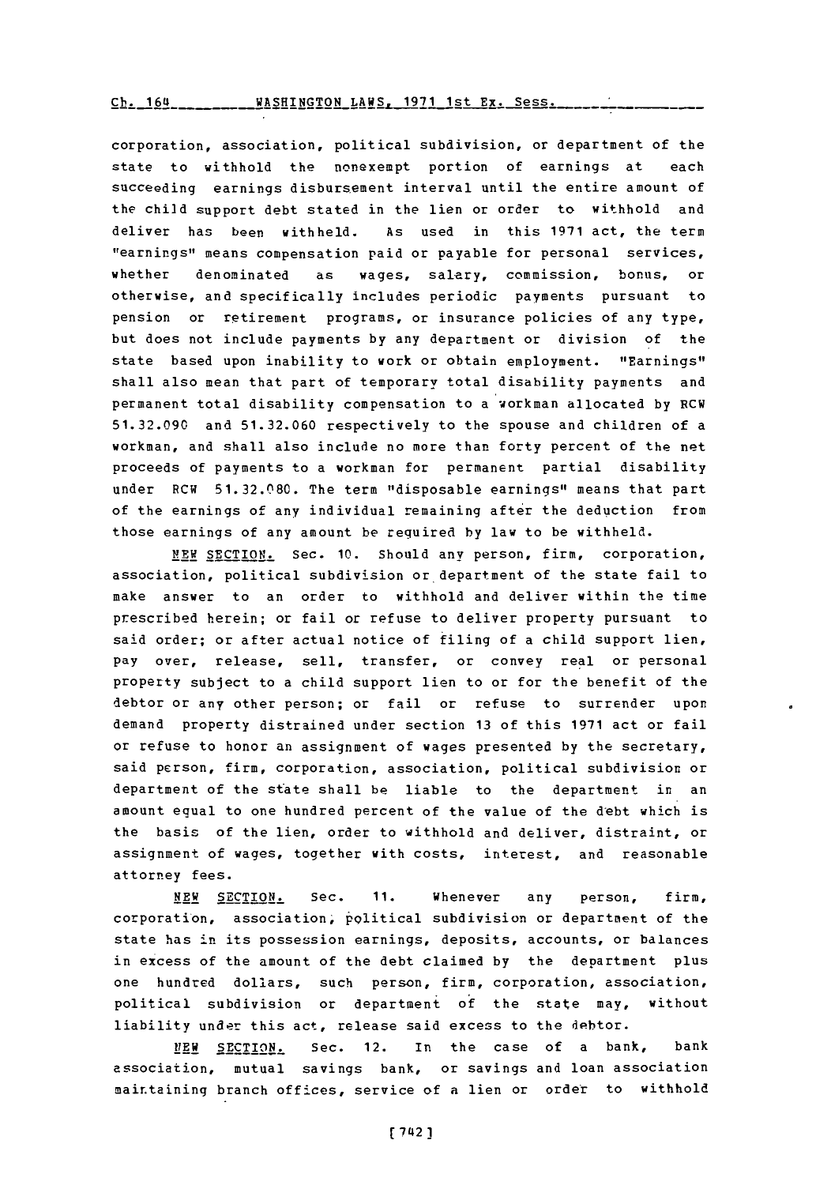corporation, association, political subdivision, or department of the state to withhold the nonexempt portion of earnings at each succeeding earnings disbursement interval until the entire amount of the child support debt stated in the lien or order to withhold and deliver has been withheld. As used in this 1971 act, the term "earnings" means compensation paid or payable for personal services, whether denominated as wages, salary, commission, bonus, or otherwise, and specifically includes periodic payments pursuant to pension or retirement programs, or insurance policies of any type, but does not include payments by any department or division of the state based upon inability to work or obtain employment. "Earnings" shall also mean that part of temporary total disability payments and permanent total disability compensation to a workman allocated by RCW 51.32.090 and 51.32.060 respectively to the spouse and children of a workman, and shall also include no more than forty percent of the net proceeds of payments to a workman for permanent partial disability under RCW 51.32.080. The term "disposable earnings" means that part of the earnings of any individual remaining after the deduction from those earnings of any amount be required by law to be withheld.

NEW SECTION. Sec. 10. Should any person, firm, corporation, association, political subdivision or department of the state fail to make answer to an order to withhold and deliver within the time prescribed herein; or fail or refuse to deliver property pursuant to said order; or after actual notice of filing of a child support lien, pay over, release, sell, transfer, or convey real or personal property subject to a child support lien to or for the benefit of the debtor or any other person; or fail or refuse to surrender upon demand property distrained under section 13 of this 1971 act or fail or refuse to honor an assignment of wages presented by the secretary, said person, firm, corporation, association, political subdivision or department of the state shall be liable to the department in an amount equal to one hundred percent of the value of the debt which is the basis of the lien, order to withhold and deliver, distraint, or assignment of wages, together with costs, interest, and reasonable attorney fees.

NEW SECTION. Sec. 11. Whenever any person, firm, corporation, association, political subdivision or department of the state has in its possession earnings, deposits, accounts, or balances in excess of the amount of the debt claimed by the department plus one hundred dollars, such person, firm, corporation, association, political subdivision or department of the state may, without liability under this act, release said excess to the debtor.

NEW SECTION. Sec. 12. In the case of a bank, bank association, mutual savings bank, or savings and loan association maintaining branch offices, service of a lien or order to withhold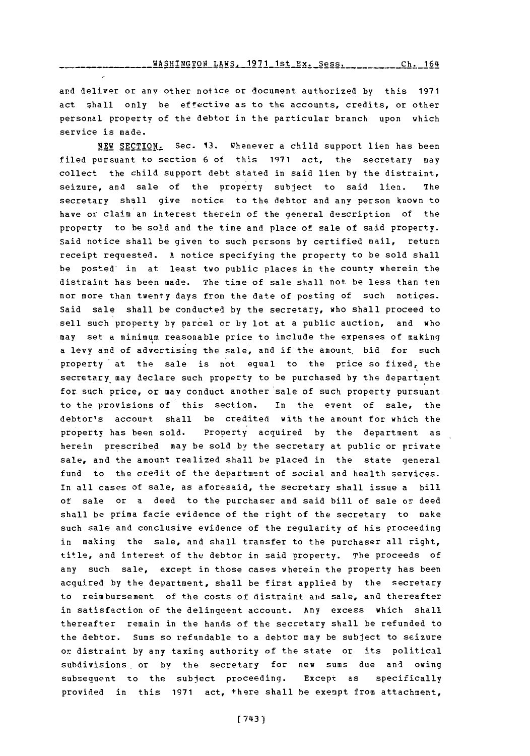and deliver or any other notice or document authorized by this 1971 act shall only be effective as to the accounts, credits, or other personal property of the debtor in the particular branch upon which service is made.

NEW SECTION. Sec. 13. Whenever a child support lien has been filed pursuant to section 6 of this 1971 act, the secretary may collect the child support debt stated in said lien by the distraint, seizure, and sale of the property subject to said lien. The secretary shall give notice to the debtor and any person known to have or claim an interest therein of the general description of the property to be sold and the time and place of sale of said property. Said notice shall be given to such persons by certified mail, return receipt requested. A notice specifying the property to be sold shall be posted in at least two public places in the county wherein the distraint has been made. The time of sale shall not be less than ten nor more than twenty days from the date of posting of such notices. Said sale shall be conducted by the secretary, who shall proceed to sell such property by parcel or by lot at a public auction, and who may set a minimum reasonable price to include the expenses of making a levy and of advertising the sale, and if the amount bid for such property at the sale is not equal to the price so fixed, the secretary may declare such property to be purchased by the department for such price, or may conduct another sale of such property pursuant to the provisions of this section. In the event of sale, the debtor's account shall be credited with the amount for which the property has been sold. Property acquired by the department as herein prescribed may be sold by the secretary at public or private sale, and the amount realized shall be placed in the state general fund to the credit of the department of social and health services. In all cases of sale, as aforesaid, the secretary shall issue a bill of sale or a deed to the purchaser and said bill of sale or deed shall be prima facie evidence of the right of the secretary to make such sale and conclusive evidence of the regularity of his proceeding in making the sale, and shall transfer to the purchaser all right, title, and interest of the debtor in said property. The proceeds of any such sale, except in those cases wherein the property has been acquired by the department, shall be first applied by the secretary to reimbursement of the costs of distraint and sale, and thereafter in satisfaction of the delinquent account. Any excess which shall thereafter remain in the hands of the secretary shall be refunded to the debtor. Sums so refundable to a debtor may be subject to seizure or distraint by any taxing authority of the state or its political subdivisions or by the secretary for new sums due and owing subsequent to the subject proceeding. Except as specifically provided in this 1971 act, there shall be exempt from attachment,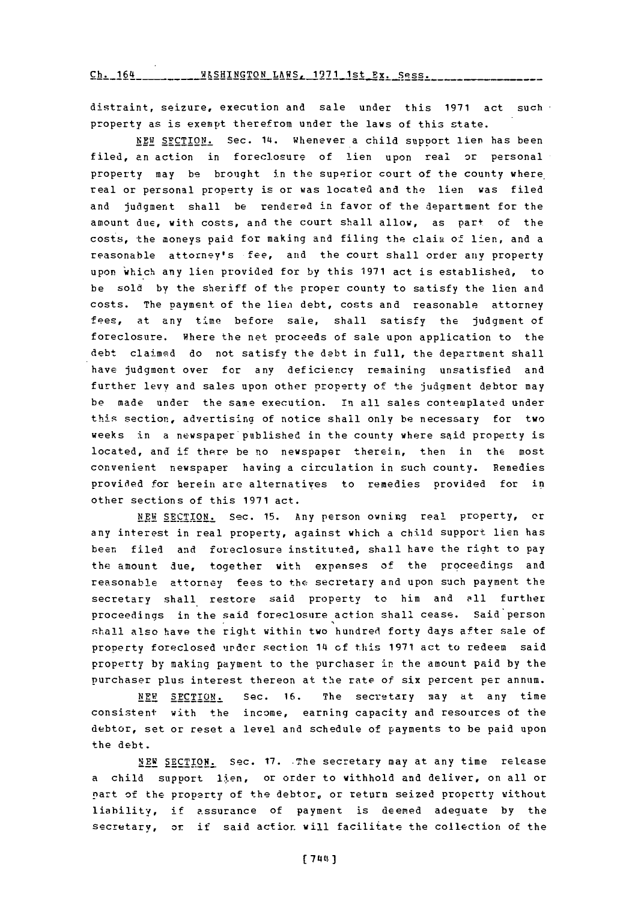distraint, seizure, execution and sale under this 1971 act such property as is exempt therefrom under the laws of this state.

NEW SECTION. Sec. 14. Whenever a child support lien has been filed, an action in foreclosure of lien upon real or personal property may be brought in the superior court of the county where real or personal property is or was located and the lien was filed and judgment shall be rendered in favor of the department for the amount due, with costs, and the court shall allow, as part of the costs, the moneys paid for making and filing the claim of lien, and a reasonable attorney's fee, and the court shall order any property upon which any lien provided for by this 1971 act is established, to be sold by the sheriff of the proper county to satisfy the lien and costs. The payment of the lien debt, costs and reasonable attorney fees, at any time before sale, shall satisfy the judgment of foreclosure. Where the net proceeds of sale upon application to the debt claimed do not satisfy the debt in full, the department shall have judgment over for any deficiency remaining unsatisfied and further levy and sales upon other property of the judgment debtor may be made under the same execution. In all sales contemplated under this section, advertising of notice shall only be necessary for two weeks in a newspaper published in the county where said property is located, and if there be no newspaper therein, then in the most convenient newspaper having a circulation in such county. Remedies provided for herein are alternatives to remedies provided for in other sections of this 1971 act.

NEW SECTION. Sec. 15. Any person owning real property, or any interest in real property, against which a child support lien has been filed and foreclosure instituted, shall have the right to pay the amount due, together with expenses of the proceedings and reasonable attorney fees to the secretary and upon such payment the secretary shall restore said property to him and all further proceedings in the said foreclosure action shall cease. Said person shall also have the right within two hundred forty days after sale of property foreclosed under section 14 of this 1971 act to redeem said property by making payment to the purchaser in the amount paid by the purchaser plus interest thereon at the rate of six percent per annum.

NEW SECTION. Sec. 16. The secretary may at any time consistent with the income, earning capacity and resources of the debtor, set or reset a level and schedule of payments to be paid upon the debt.

NEW SECTION. Sec. 17. The secretary may at any time release a child support lien, or order to withhold and deliver, on all or part of the property of the debtor, or return seized property without liability, if assurance of payment is deemed adequate by the secretary, or if said action will facilitate the collection of the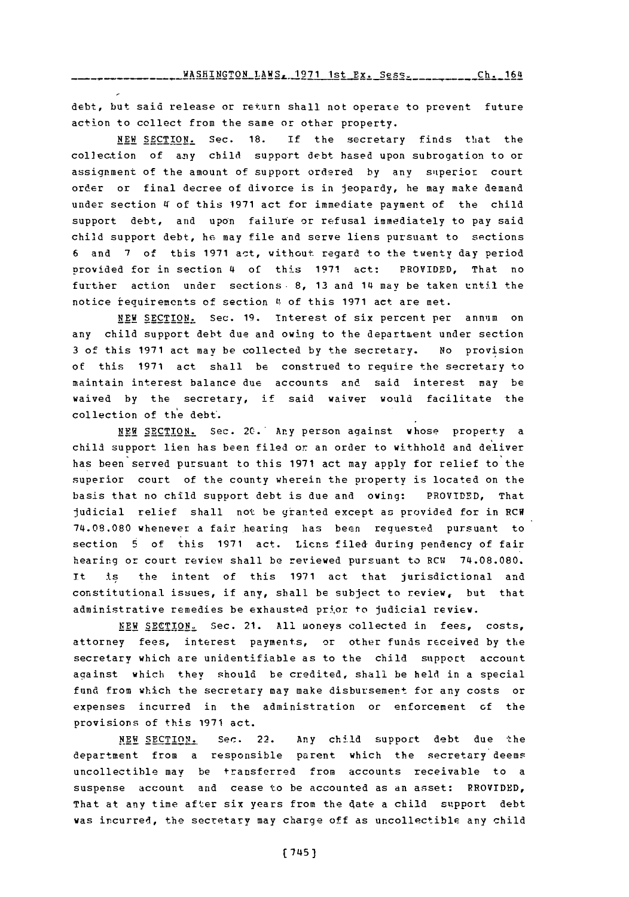debt, but said release or return shall not operate to prevent future action to collect from the same or other property.

NEW SECTION. Sec. 18. If the secretary finds that the collection of any child support debt based upon subrogation to or assignment of the amount of support ordered by any superior court order or final decree of divorce is in jeopardy, he may make demand under section 4 of this 1971 act for immediate payment of the child support debt, and upon failure or refusal immediately to pay said child support debt, he may file and serve liens pursuant to sections 6 and 7 of this 1971 act, without regard to the twenty day period provided for in section 4 of this 1971 act: PROVIDED, That no further action under sections 8, 13 and 14 may be taken until the notice requirements of section 4 of this 1971 act are met.

NEW SECTION. Sec. 19. Interest of six percent per annum on any child support debt due and owing to the department under section 3 of this 1971 act may be collected by the secretary. No provision of this 1971 act shall be construed to require the secretary to maintain interest balance due accounts and said interest may be waived by the secretary, if said waiver would facilitate the collection of the debt.

NEW SECTION. Sec. 20. Any person against whose property a child support lien has been filed or an order to withhold and deliver has been served pursuant to this 1971 act may apply for relief to the superior court of the county wherein the property is located on the basis that no child support debt is due and owing: PROVIDED, That judicial relief shall not be granted except as provided for in RCW 74.08.080 whenever a fair hearing has been requested pursuant to section 5 of this 1971 act. Liens filed during pendency of fair hearing or court review shall be reviewed pursuant to RCW 74.08.080. It is the intent of this 1971 act that jurisdictional and constitutional issues, if any, shall be subject to review, but that administrative remedies be exhausted prior to judicial review.

NEW SECTION. Sec. 21. All moneys collected in fees, costs, attorney fees, interest payments, or other funds received by the secretary which are unidentifiable as to the child support account against which they should be credited, shall be held in a special fund from which the secretary may make disbursement for any costs or expenses incurred in the administration or enforcement of the provisions of this 1971 act.

NEW SECTION. Sec. 22. Any child support debt due the department from a responsible parent which the secretary deems uncollectible may be transferred from accounts receivable to a suspense account and cease to be accounted as an asset: PROVIDED, That at any time after six years from the date a child support debt was incurred, the secretary may charge off as uncollectible any child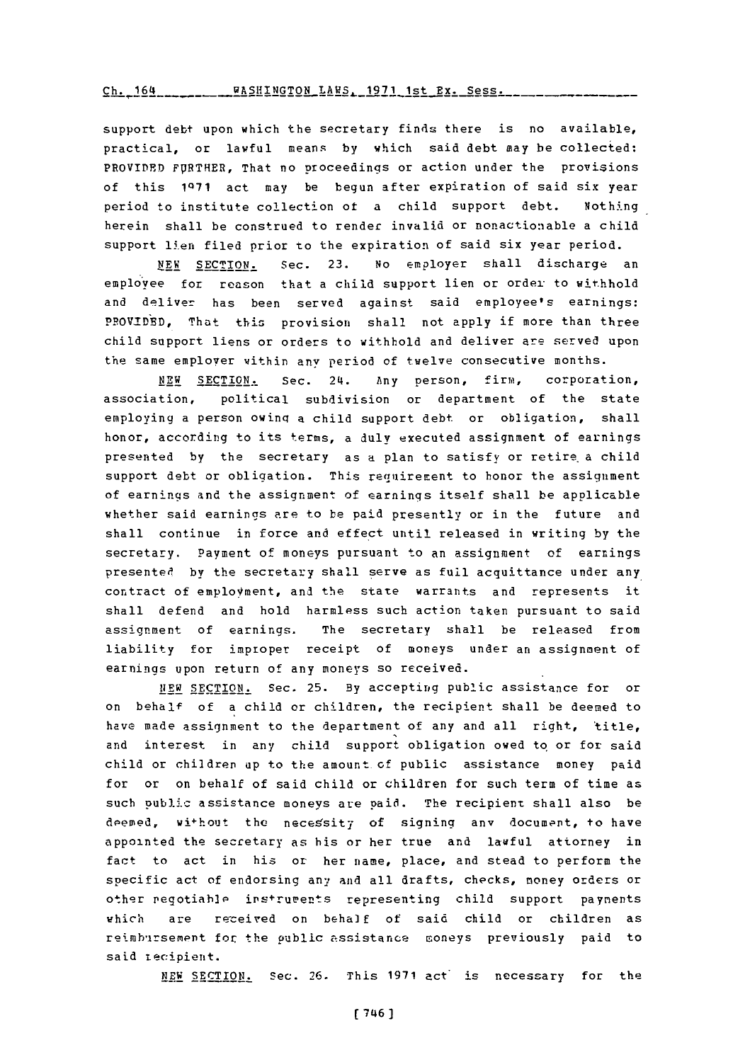support debt upon which the secretary finds there is no available, practical, or lawful means by which said debt may be collected: PROVIDED FURTHER, That no proceedings or action under the provisions of this 1971 act may be begun after expiration of said six year period to institute collection of a child support debt. Nothing herein shall be construed to render invalid or nonactionable a child support lien filed prior to the expiration of said six year period.

NEW SECTION. Sec. 23. No employer shall discharge an employee for reason that a child support lien or order to withhold and deliver has been served against said employee's earnings: PROVIDED, That this provision shall not apply if more than three child support liens or orders to withhold and deliver are served upon the same employer within any period of twelve consecutive months.

NEW SECTION. Sec. 24. Any person, firm, corporation, association, political subdivision or department of the state employing a person owing a child support debt or obligation, shall honor, according to its terms, a duly executed assignment of earnings presented by the secretary as a plan to satisfy or retire a child support debt or obligation. This requirement to honor the assignment of earnings and the assignment of earnings itself shall be applicable whether said earnings are to be paid presently or in the future and shall continue in force and effect until released in writing by the secretary. Payment of moneys pursuant to an assignment of earnings presented by the secretary shall serve as full acquittance under any contract of employment, and the state warrants and represents it shall defend and hold harmless such action taken pursuant to said assignment of earnings. The secretary shall be released from liability for improper receipt of moneys under an assignment of earnings upon return of any moneys so received.

NEW SECTION. Sec. 25. By accepting public assistance for or on behalf of a child or children, the recipient shall be deemed to have made assignment to the department of any and all right, title, and interest in any child support obligation owed to or for said child or children up to the amount of public assistance money paid for or on behalf of said child or children for such term of time as such public assistance moneys are paid. The recipient shall also be deemed, without the necessity of signing any document, to have appointed the secretary as his or her true and lawful attorney in fact to act in his or her name, place, and stead to perform the specific act of endorsing any and all drafts, checks, money orders or other negotiable instruments representing child support payments which are received on behalf of said child or children as reimbursement for the public assistance moneys previously paid to said recipient.

NEW SECTION. Sec. 26. This 1971 act is necessary for the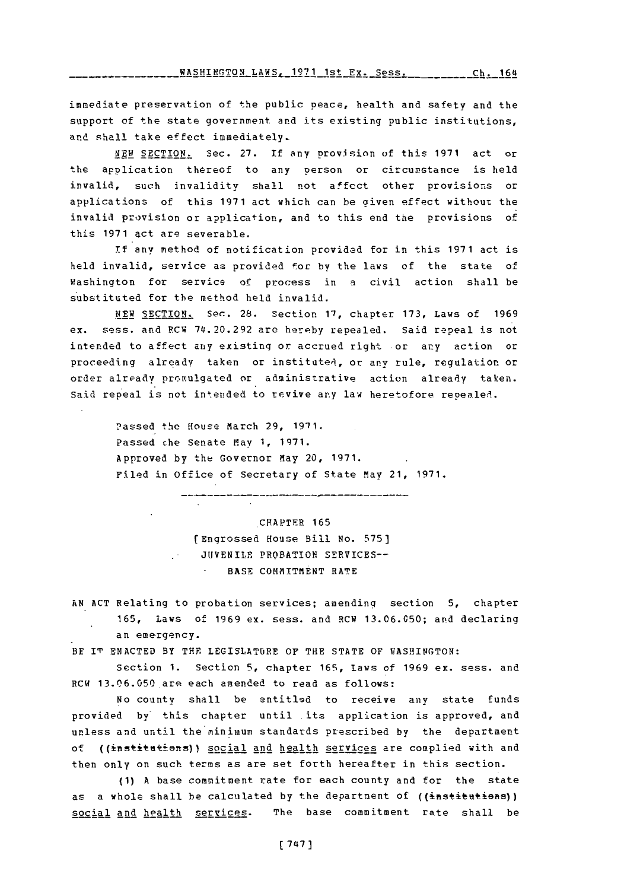immediate preservation of the public peace, health and safety and the support of the state government and its existing public institutions, and shall take effect immediately.

NEW SECTION. Sec. 27. If any provision of this 1971 act or the application thereof to any person or circumstance is held invalid, such invalidity shall not affect other provisions or applications of this 1971 act which can be given effect without the invalid provision or application, and to this end the provisions of this 1971 act are severable.

If any method of notification provided for in this 1971 act is held invalid, service as provided for by the laws of the state of Washington for service of process in a civil action shall be substituted for the method held invalid.

NEW SECTION. Sec. 28. Section 17, chapter 173, Laws of 1969 ex. sess. and RCW 74.20.292 are hereby repealed. Said repeal is not intended to affect any existing or accrued right or any action or proceeding already taken or instituted, or any rule, regulation or order already promulgated or administrative action already taken. Said repeal is not intended to revive any law heretofore repealed.

Passed the House March 29, 1971.
Passed the Senate May 1, 1971.
Approved by the Governor May 20, 1971.
Filed in Office of Secretary of State May 21, 1971.

---

CHAPTER 165
[Engrossed House Bill No. 575]
JUVENILE PROBATION SERVICES--
BASE COMMITMENT RATE

AN ACT Relating to probation services; amending section 5, chapter 165, Laws of 1969 ex. sess. and RCW 13.06.050; and declaring an emergency.

BE IT ENACTED BY THE LEGISLATURE OF THE STATE OF WASHINGTON:

Section 1. Section 5, chapter 165, Laws of 1969 ex. sess. and RCW 13.06.050 are each amended to read as follows:

No county shall be entitled to receive any state funds provided by this chapter until its application is approved, and unless and until the minimum standards prescribed by the department of ((institutions)) social and health services are complied with and then only on such terms as are set forth hereafter in this section.

(1) A base commitment rate for each county and for the state as a whole shall be calculated by the department of ((institutions)) social and health services. The base commitment rate shall be